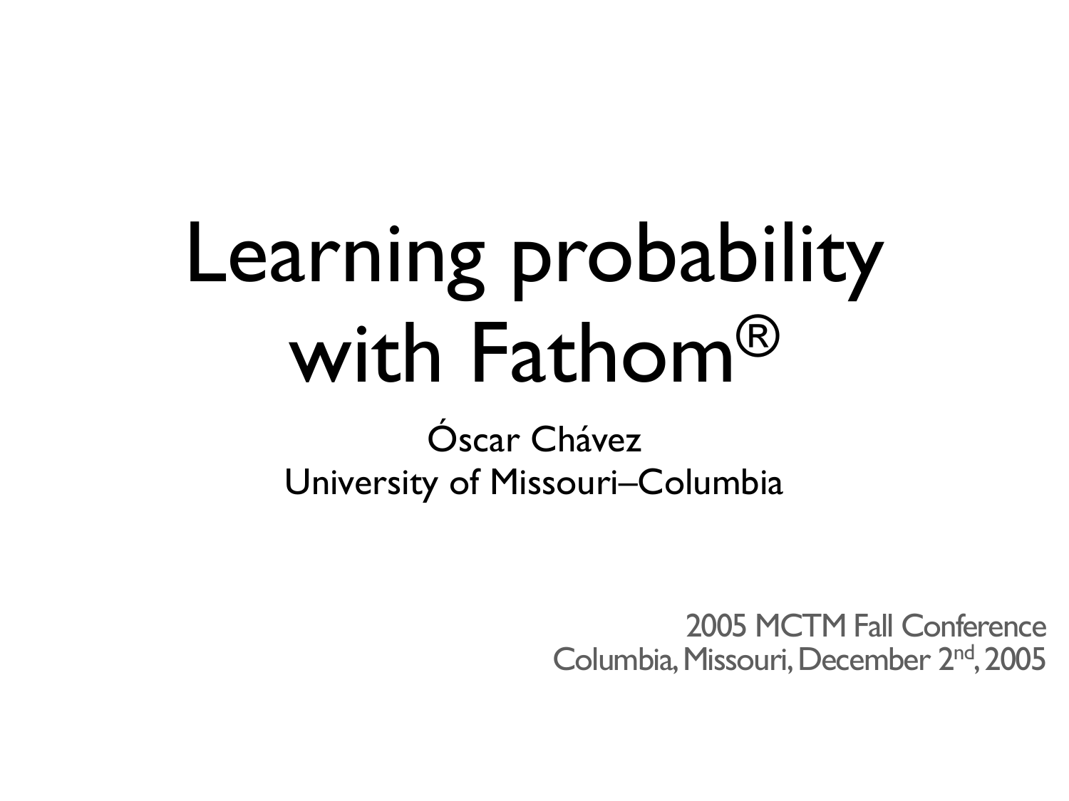# Learning probability with Fathom®

Óscar Chávez
University of Missouri–Columbia

2005 MCTM Fall Conference
Columbia, Missouri, December 2nd, 2005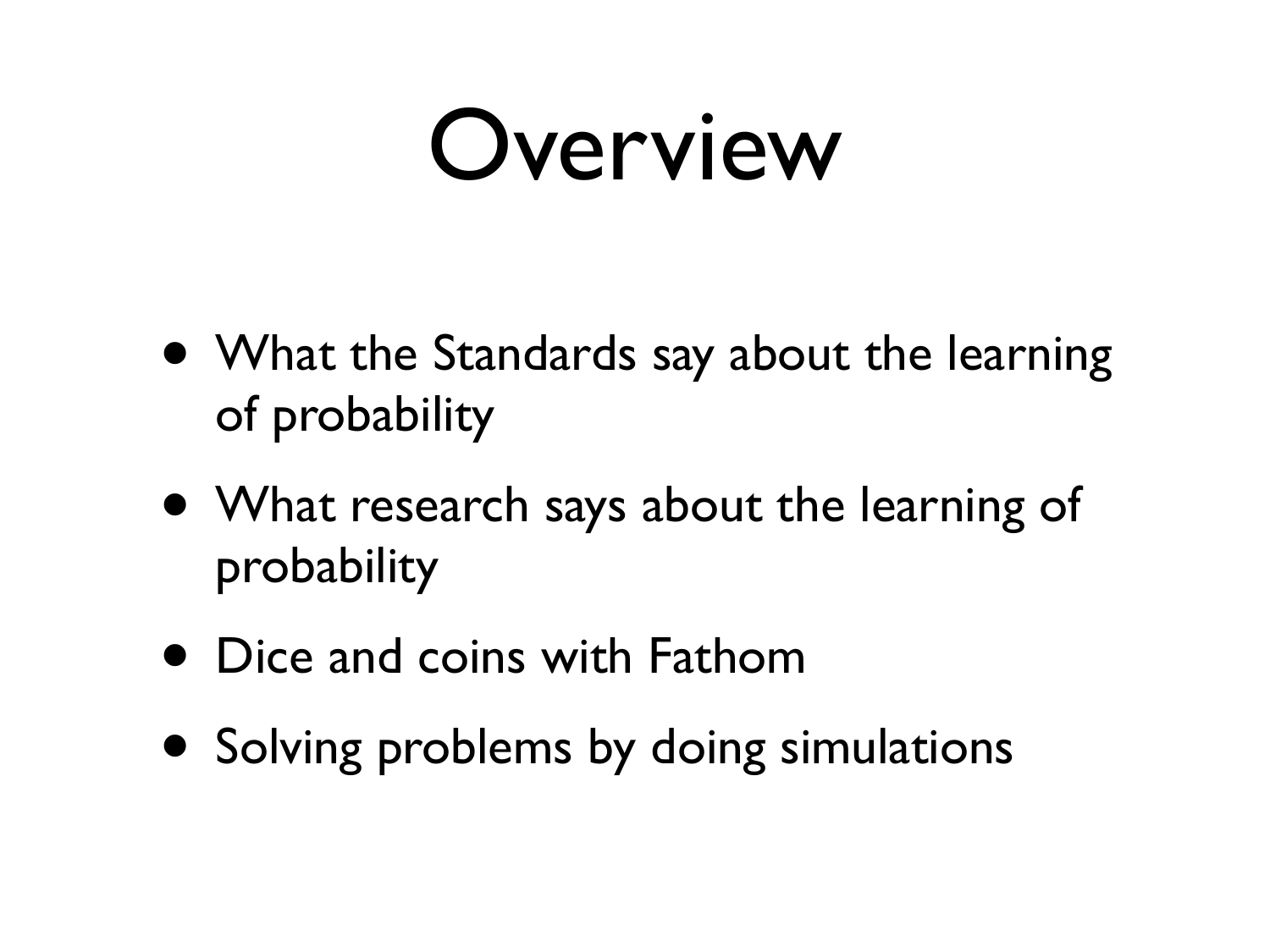# Overview

- What the Standards say about the learning of probability
- What research says about the learning of probability
- Dice and coins with Fathom
- Solving problems by doing simulations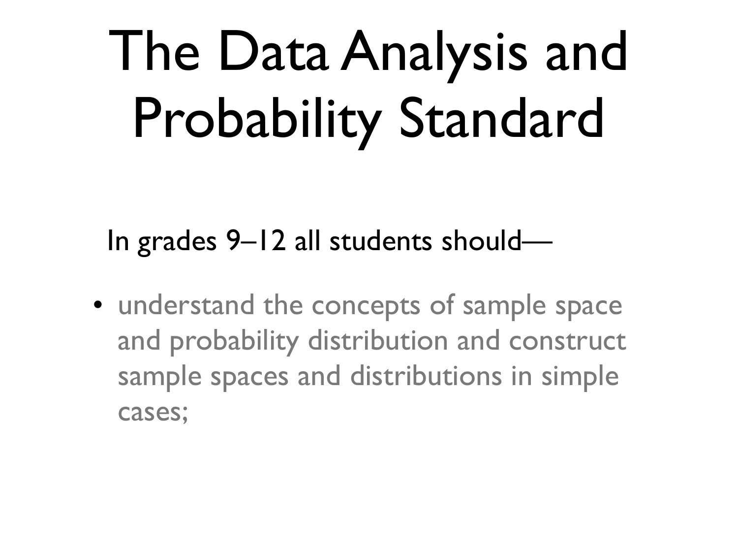# The Data Analysis and Probability Standard

In grades 9–12 all students should—

- understand the concepts of sample space and probability distribution and construct sample spaces and distributions in simple cases;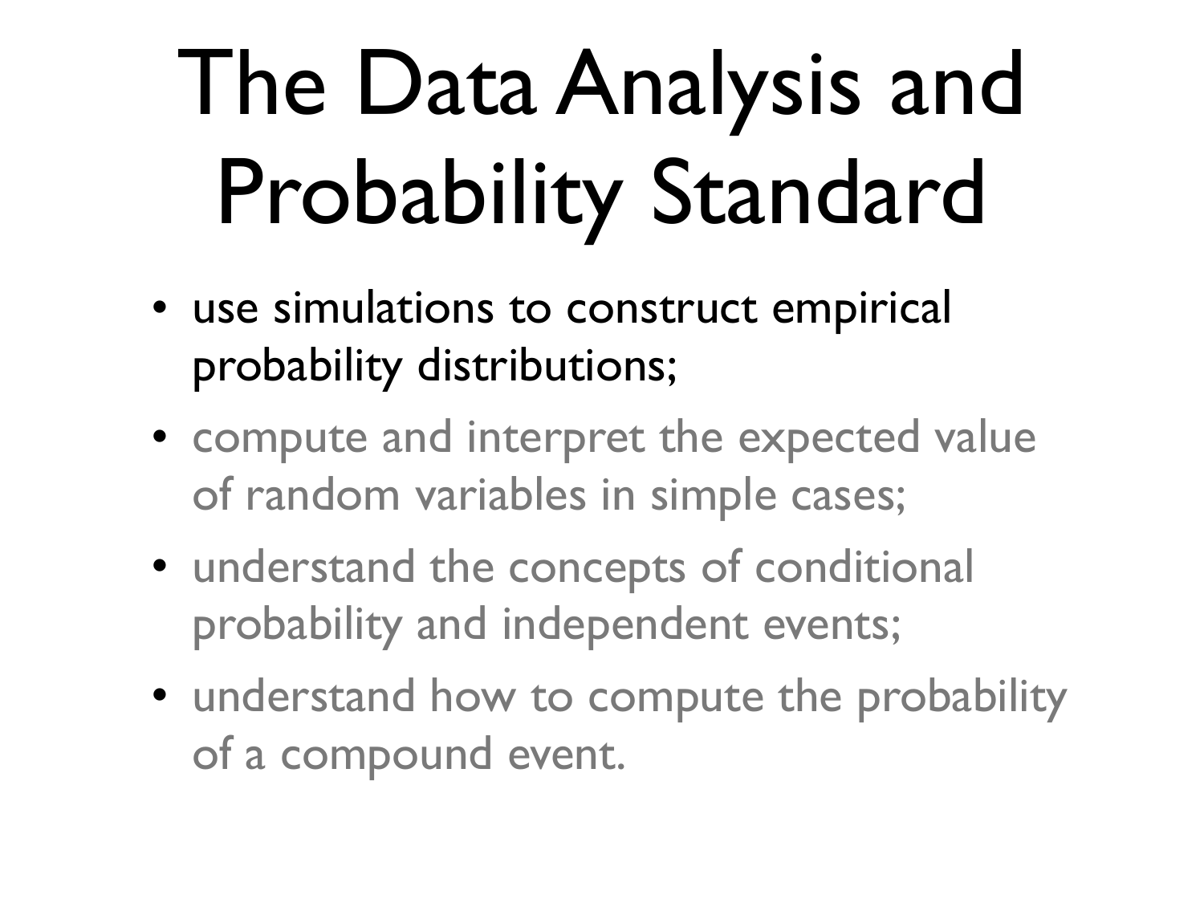# The Data Analysis and Probability Standard

- use simulations to construct empirical probability distributions;
- compute and interpret the expected value of random variables in simple cases;
- understand the concepts of conditional probability and independent events;
- understand how to compute the probability of a compound event.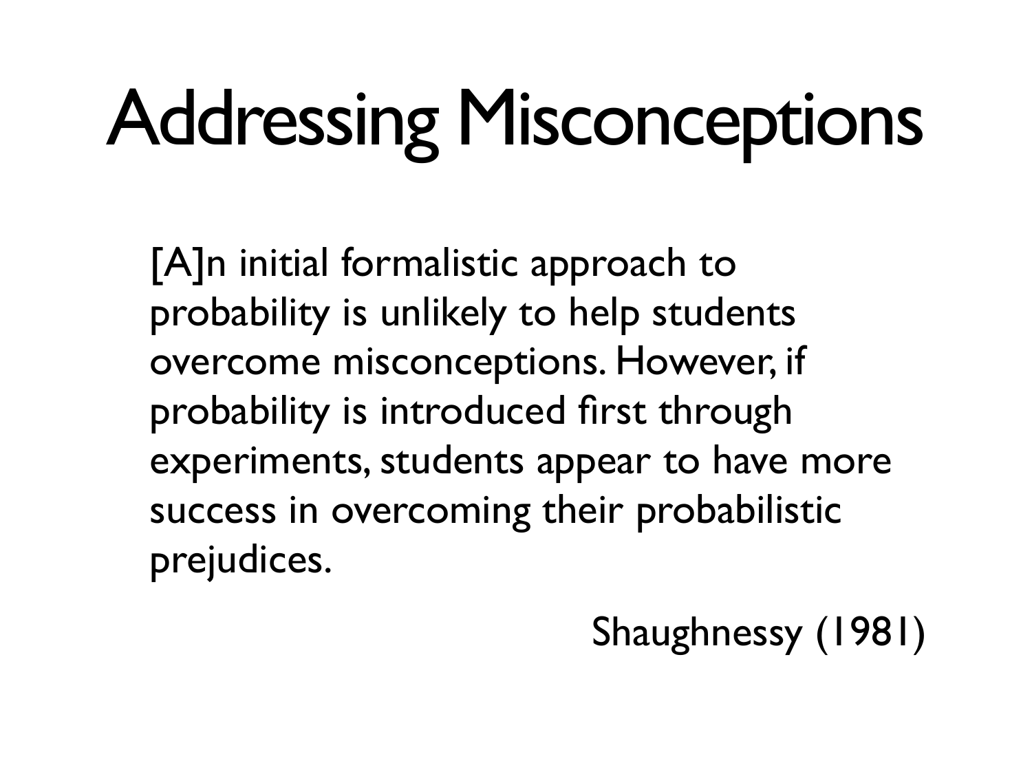# Addressing Misconceptions

> [A]n initial formalistic approach to probability is unlikely to help students overcome misconceptions. However, if probability is introduced first through experiments, students appear to have more success in overcoming their probabilistic prejudices.
>
> Shaughnessy (1981)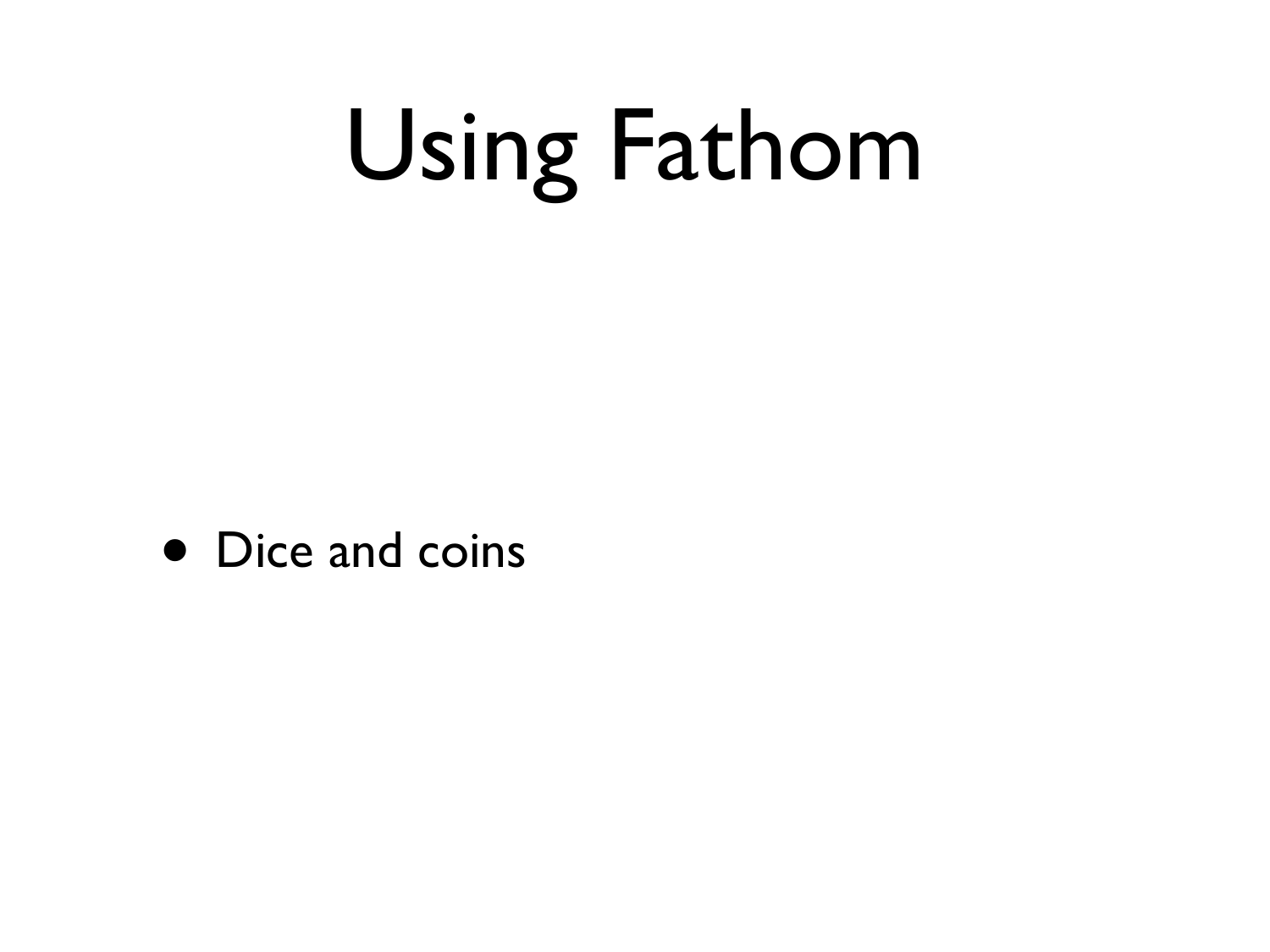# Using Fathom

- Dice and coins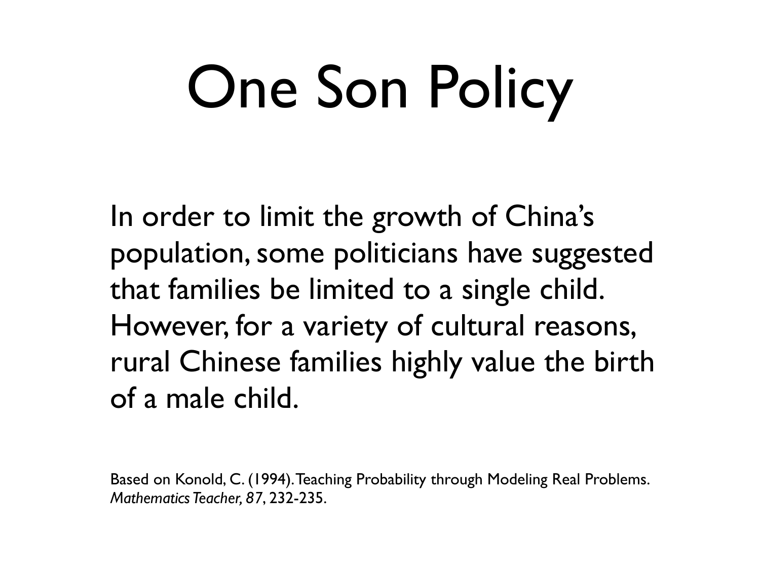# One Son Policy

In order to limit the growth of China's population, some politicians have suggested that families be limited to a single child. However, for a variety of cultural reasons, rural Chinese families highly value the birth of a male child.

Based on Konold, C. (1994). Teaching Probability through Modeling Real Problems. *Mathematics Teacher, 87*, 232-235.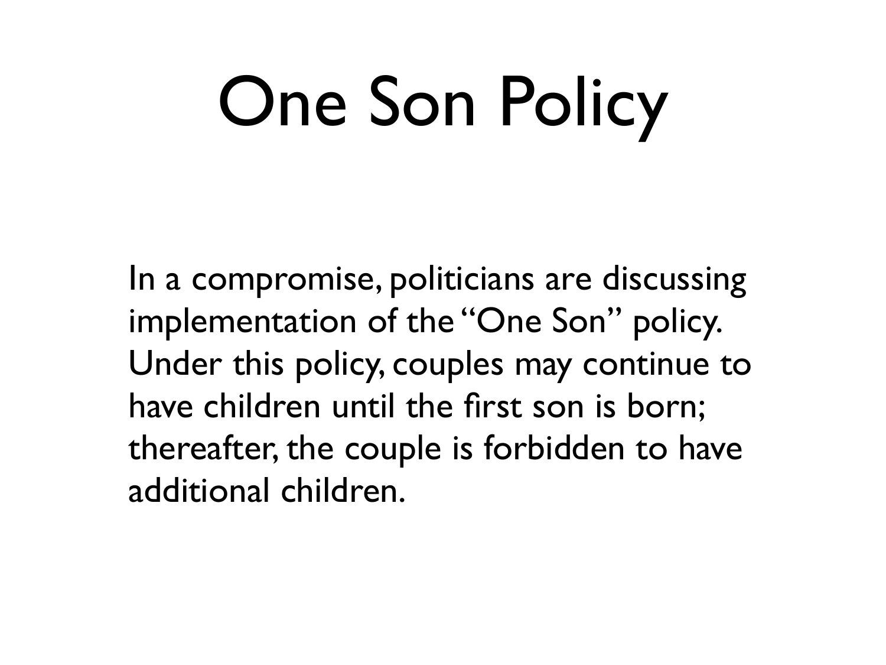# One Son Policy

In a compromise, politicians are discussing implementation of the "One Son" policy. Under this policy, couples may continue to have children until the first son is born; thereafter, the couple is forbidden to have additional children.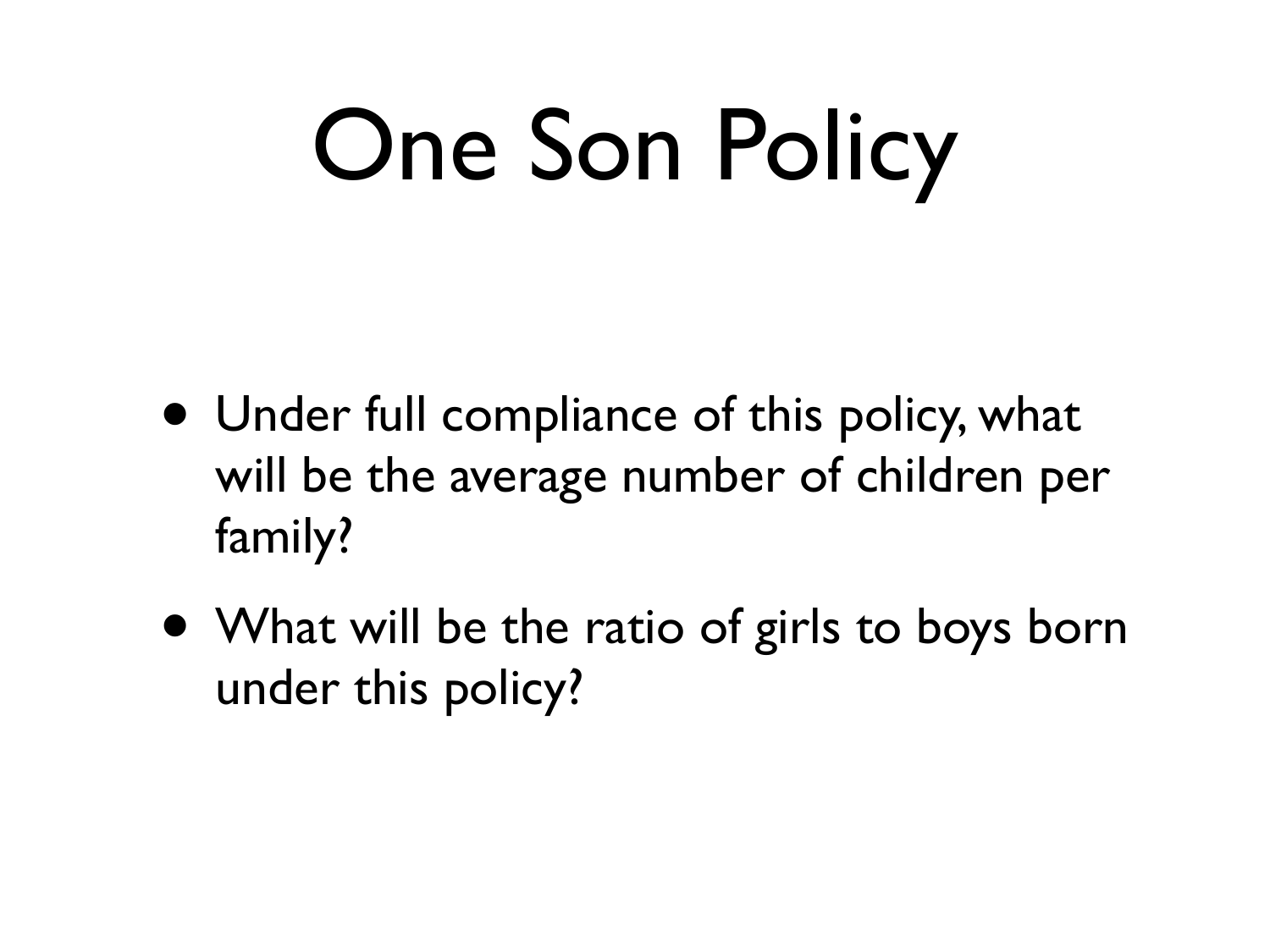# One Son Policy

- Under full compliance of this policy, what will be the average number of children per family?
- What will be the ratio of girls to boys born under this policy?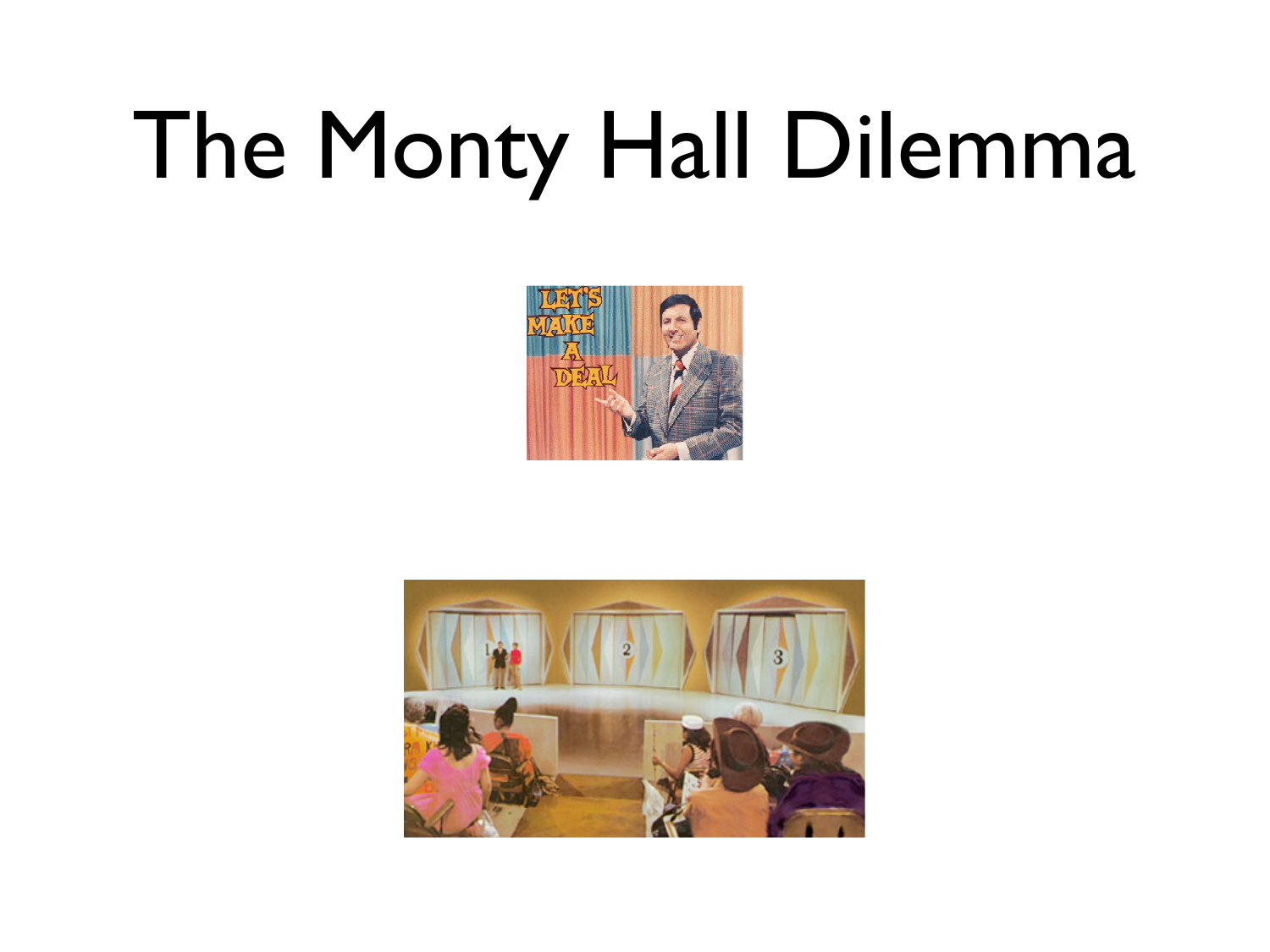# The Monty Hall Dilemma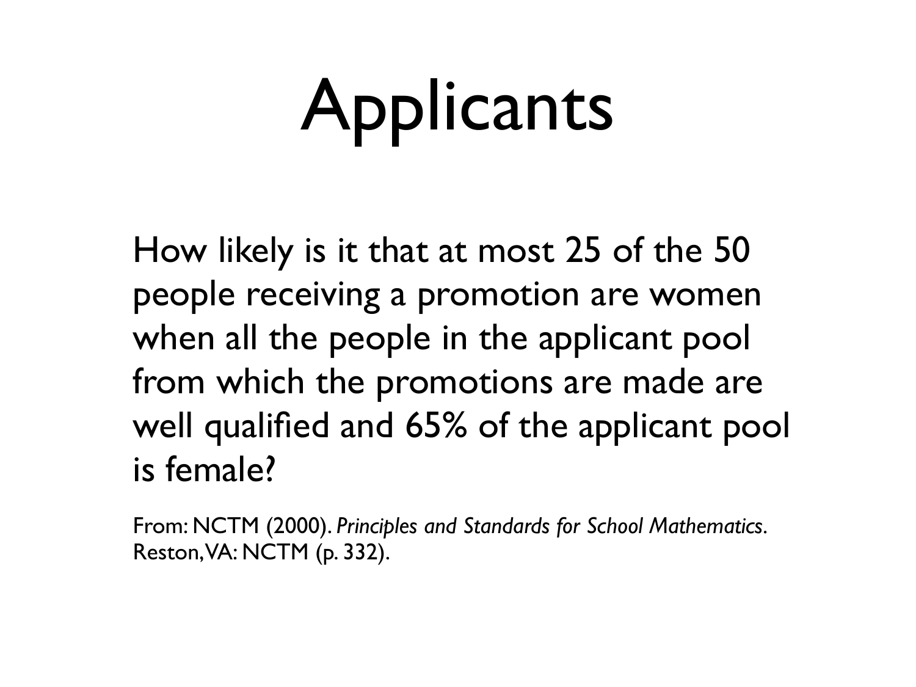# Applicants

How likely is it that at most 25 of the 50 people receiving a promotion are women when all the people in the applicant pool from which the promotions are made are well qualified and 65% of the applicant pool is female?

From: NCTM (2000). *Principles and Standards for School Mathematics*. Reston, VA: NCTM (p. 332).